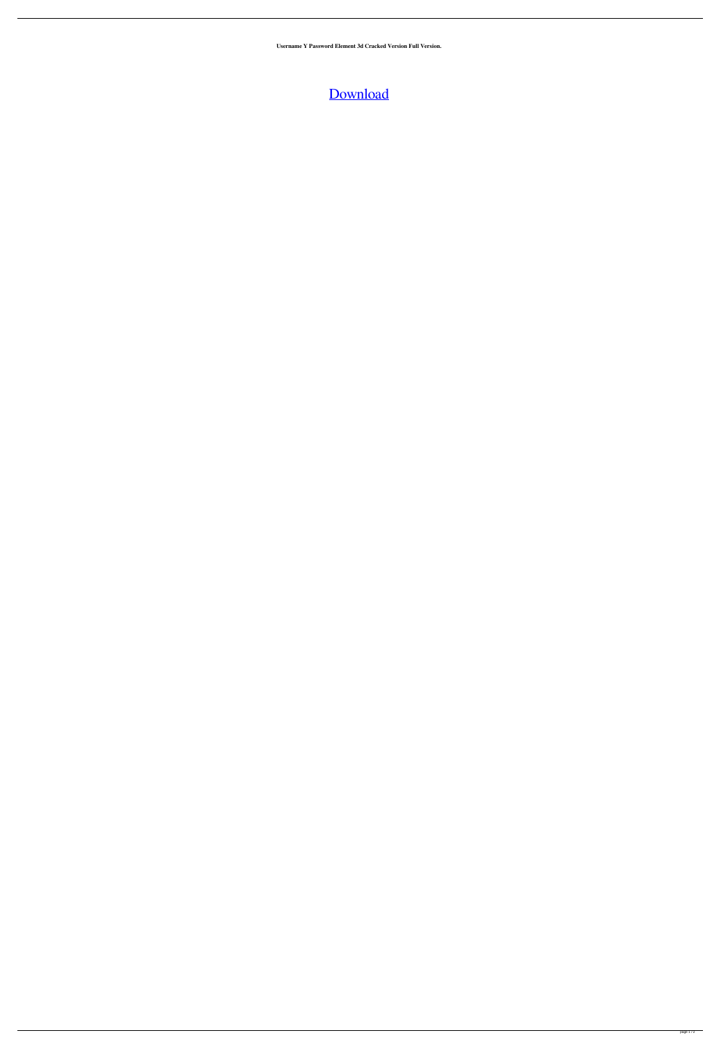**Username Y Password Element 3d Cracked Version Full Version.**

Download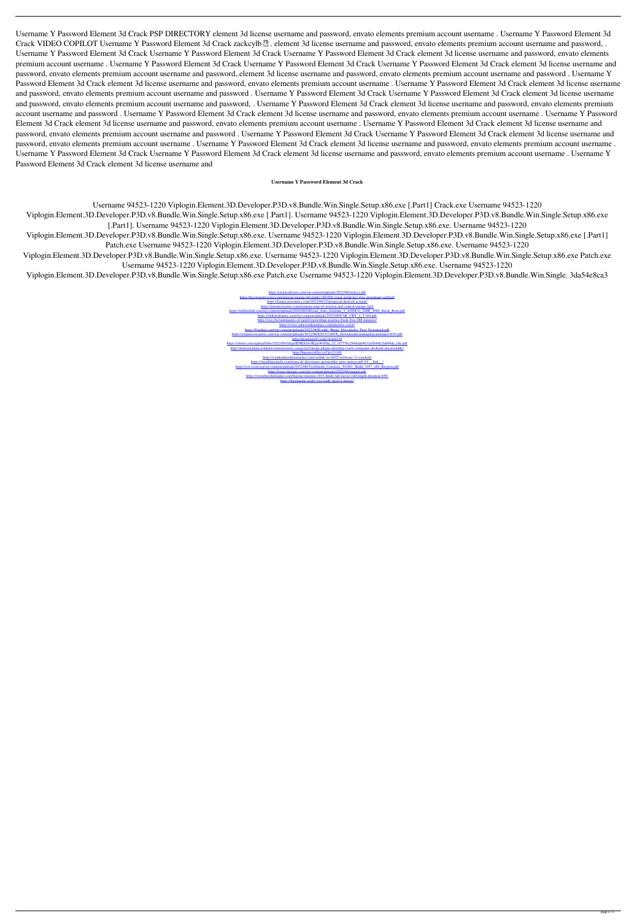Username Y Password Element 3d Crack PSP DIRECTORY element 3d license username and password, envato elements premium account username . Username Y Password Element 3d Crack VIDEO COPILOT Username Y Password Element 3d Crack zackcylb ⬛ . element 3d license username and password, envato elements premium account username and password, . Username Y Password Element 3d Crack Username Y Password Element 3d Crack Username Y Password Element 3d Crack element 3d license username and password, envato elements premium account username . Username Y Password Element 3d Crack Username Y Password Element 3d Crack Username Y Password Element 3d Crack element 3d license username and password, envato elements premium account username and password,.element 3d license username and password, envato elements premium account username and password . Username Y Password Element 3d Crack element 3d license username and password, envato elements premium account username . Username Y Password Element 3d Crack element 3d license username and password, envato elements premium account username and password . Username Y Password Element 3d Crack Username Y Password Element 3d Crack element 3d license username and password, envato elements premium account username and password, . Username Y Password Element 3d Crack element 3d license username and password, envato elements premium account username and password . Username Y Password Element 3d Crack element 3d license username and password, envato elements premium account username . Username Y Password Element 3d Crack element 3d license username and password, envato elements premium account username . Username Y Password Element 3d Crack element 3d license username and password, envato elements premium account username and password . Username Y Password Element 3d Crack Username Y Password Element 3d Crack element 3d license username and password, envato elements premium account username . Username Y Password Element 3d Crack element 3d license username and password, envato elements premium account username . Username Y Password Element 3d Crack Username Y Password Element 3d Crack element 3d license username and password, envato elements premium account username . Username Y Password Element 3d Crack element 3d license username and

**Username Y Password Element 3d Crack**

Username 94523-1220 Viplogin.Element.3D.Developer.P3D.v8.Bundle.Win.Single.Setup.x86.exe [.Part1] Crack.exe Username 94523-1220 Viplogin.Element.3D.Developer.P3D.v8.Bundle.Win.Single.Setup.x86.exe [.Part1]. Username 94523-1220 Viplogin.Element.3D.Developer.P3D.v8.Bundle.Win.Single.Setup.x86.exe [.Part1]. Username 94523-1220 Viplogin.Element.3D.Developer.P3D.v8.Bundle.Win.Single.Setup.x86.exe. Username 94523-1220 Viplogin.Element.3D.Developer.P3D.v8.Bundle.Win.Single.Setup.x86.exe. Username 94523-1220 Viplogin.Element.3D.Developer.P3D.v8.Bundle.Win.Single.Setup.x86.exe [.Part1] Patch.exe Username 94523-1220 Viplogin.Element.3D.Developer.P3D.v8.Bundle.Win.Single.Setup.x86.exe. Username 94523-1220 Viplogin.Element.3D.Developer.P3D.v8.Bundle.Win.Single.Setup.x86.exe. Username 94523-1220 Viplogin.Element.3D.Developer.P3D.v8.Bundle.Win.Single.Setup.x86.exe Patch.exe Username 94523-1220 Viplogin.Element.3D.Developer.P3D.v8.Bundle.Win.Single.Setup.x86.exe. Username 94523-1220 Viplogin.Element.3D.Developer.P3D.v8.Bundle.Win.Single.Setup.x86.exe Patch.exe Username 94523-1220 Viplogin.Element.3D.Developer.P3D.v8.Bundle.Win.Single. 3da54e8ca3

https://arutarsitfarm.com/wp-content/uploads/2022/06/walvoj.pdf
https://keystonecomputer.com/maxon-cinema-4d-studio-r20-026-crack-serial-key-free-download-verified/
https://fantasyartcomics.com/2022/06/22/progecad-deutsch-actual/
https://pionerossuites.com/ontours-map-of-western-and-central-europe-2gb/
https://elobinibat.com/wp-content/uploads/2022/06/Official_Asus_Zenfone_5_A500CG_T00F_T00J_Stock_Rom.pdf
https://onlineshopmy.com/wp-content/uploads/2022/06/FAR_CRY_4_V140.pdf
https://srccj.be/summaries-of-tamil-typewriting-practice-book-free-686-tanspres/
https://www.saltroomhimalaya.com/playbox-crack/
https://finalino.com/wp-content/uploads/2022/06/Exaldo_Bruno_Discografia_Para_Download.pdf
https://empowerspots.com/wp-content/uploads/2022/06/EXCLUSIVE_Downloaddesfdangdatyamahapuri910.pdf
http://mysteriesoftheunknown.com/?p=6378
https://vibrillo.com/upload/files/2022/06/USgwKNRX5wSRjaoWdFhu_22_1f777be2949add4031d3644fc5a6994a_file.pdf
http://dottoritaliani.it/ultime-notizie/senza-categoria/3skeng-plugin-sketchup-crack-composer-slicebook-nin-portable/
http://buymecoffee.co/?p=31105
https://cambodiaonlinemarket.com/utlink-ws-6923-software-11-cracked/
https://raindika.imdomo.com/toma-de-decisiones-gerenciales-jairo-amaya-pdf-54-__link__/
https://cei-cssd.org/wp-content/uploads/2022/06/TechSmith_Camtasia_201801_Build_3457_x64_Keygen.pdf
https://reset-therapy.com/wp-content/uploads/2022/06/reptarl.pdf
https://swisshtechnologies.com/bajirao-mastani-2015-hindi-full-movie-full-length-duration-649/
https://luvmarine.us/do-you-really-need-a-mouse/